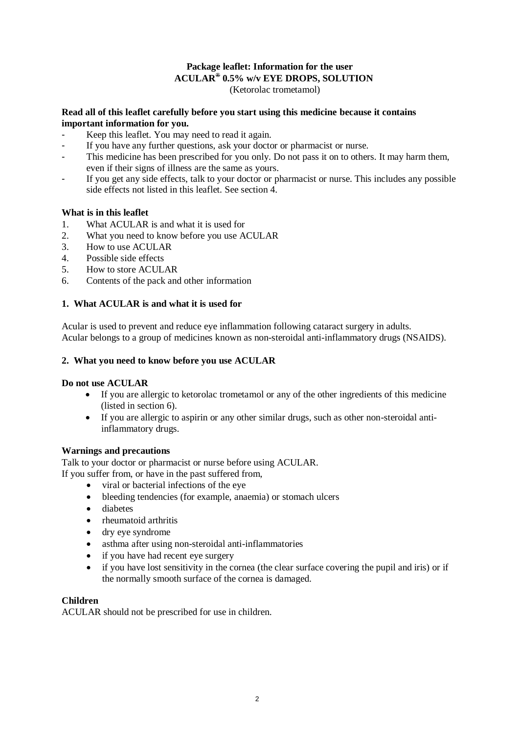# Package leaflet: Information for the user
# ACULAR® 0.5% w/v EYE DROPS, SOLUTION
(Ketorolac trometamol)

**Read all of this leaflet carefully before you start using this medicine because it contains important information for you.**

- Keep this leaflet. You may need to read it again.
- If you have any further questions, ask your doctor or pharmacist or nurse.
- This medicine has been prescribed for you only. Do not pass it on to others. It may harm them, even if their signs of illness are the same as yours.
- If you get any side effects, talk to your doctor or pharmacist or nurse. This includes any possible side effects not listed in this leaflet. See section 4.

**What is in this leaflet**

1. What ACULAR is and what it is used for
2. What you need to know before you use ACULAR
3. How to use ACULAR
4. Possible side effects
5. How to store ACULAR
6. Contents of the pack and other information

## 1. What ACULAR is and what it is used for

Acular is used to prevent and reduce eye inflammation following cataract surgery in adults.
Acular belongs to a group of medicines known as non-steroidal anti-inflammatory drugs (NSAIDS).

## 2. What you need to know before you use ACULAR

**Do not use ACULAR**

- If you are allergic to ketorolac trometamol or any of the other ingredients of this medicine (listed in section 6).
- If you are allergic to aspirin or any other similar drugs, such as other non-steroidal anti-inflammatory drugs.

**Warnings and precautions**

Talk to your doctor or pharmacist or nurse before using ACULAR.
If you suffer from, or have in the past suffered from,

- viral or bacterial infections of the eye
- bleeding tendencies (for example, anaemia) or stomach ulcers
- diabetes
- rheumatoid arthritis
- dry eye syndrome
- asthma after using non-steroidal anti-inflammatories
- if you have had recent eye surgery
- if you have lost sensitivity in the cornea (the clear surface covering the pupil and iris) or if the normally smooth surface of the cornea is damaged.

**Children**

ACULAR should not be prescribed for use in children.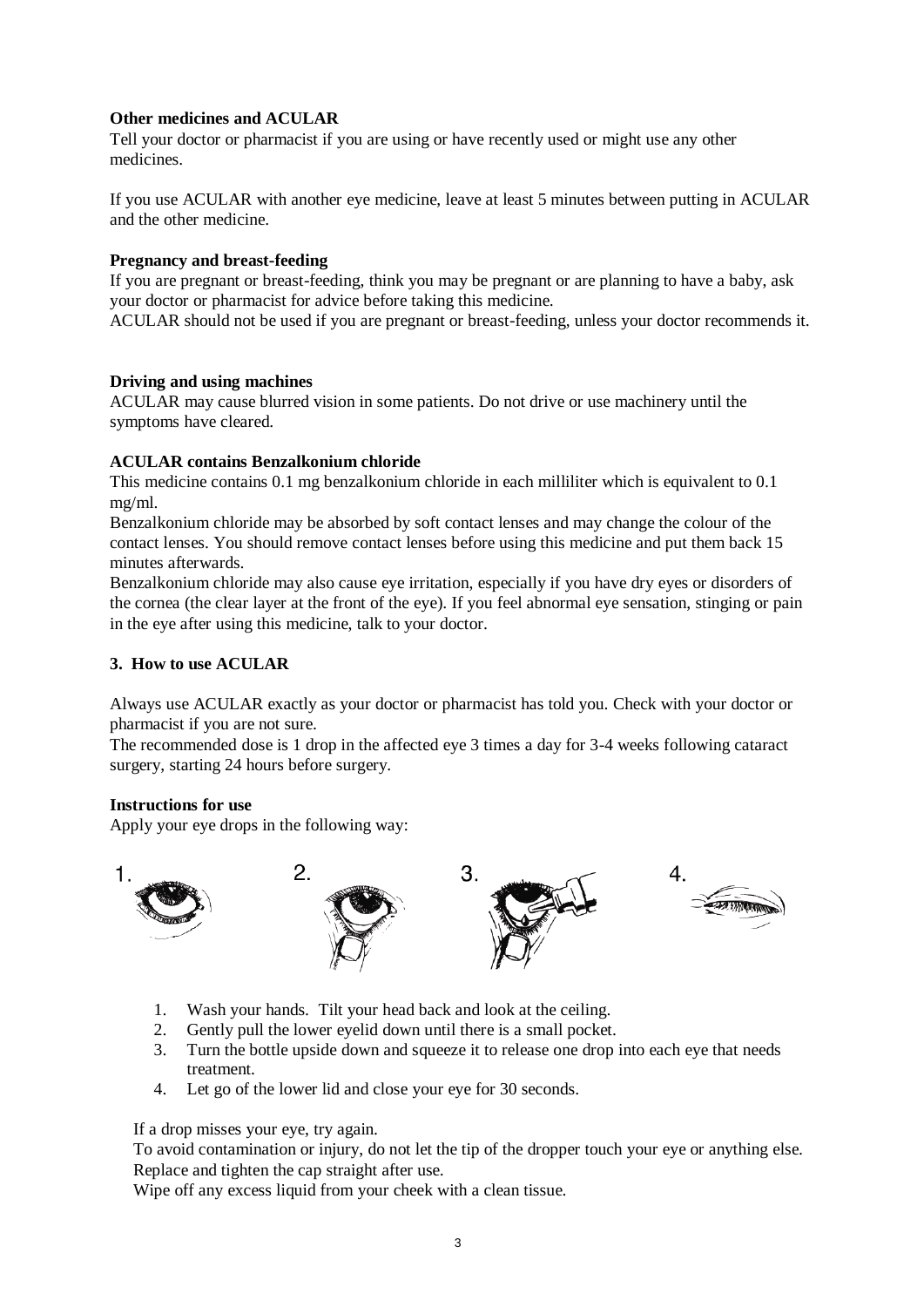**Other medicines and ACULAR**

Tell your doctor or pharmacist if you are using or have recently used or might use any other medicines.

If you use ACULAR with another eye medicine, leave at least 5 minutes between putting in ACULAR and the other medicine.

**Pregnancy and breast-feeding**

If you are pregnant or breast-feeding, think you may be pregnant or are planning to have a baby, ask your doctor or pharmacist for advice before taking this medicine.
ACULAR should not be used if you are pregnant or breast-feeding, unless your doctor recommends it.

**Driving and using machines**

ACULAR may cause blurred vision in some patients. Do not drive or use machinery until the symptoms have cleared.

**ACULAR contains Benzalkonium chloride**

This medicine contains 0.1 mg benzalkonium chloride in each milliliter which is equivalent to 0.1 mg/ml.
Benzalkonium chloride may be absorbed by soft contact lenses and may change the colour of the contact lenses. You should remove contact lenses before using this medicine and put them back 15 minutes afterwards.
Benzalkonium chloride may also cause eye irritation, especially if you have dry eyes or disorders of the cornea (the clear layer at the front of the eye). If you feel abnormal eye sensation, stinging or pain in the eye after using this medicine, talk to your doctor.

## 3. How to use ACULAR

Always use ACULAR exactly as your doctor or pharmacist has told you. Check with your doctor or pharmacist if you are not sure.
The recommended dose is 1 drop in the affected eye 3 times a day for 3-4 weeks following cataract surgery, starting 24 hours before surgery.

**Instructions for use**

Apply your eye drops in the following way:

1. Wash your hands. Tilt your head back and look at the ceiling.
2. Gently pull the lower eyelid down until there is a small pocket.
3. Turn the bottle upside down and squeeze it to release one drop into each eye that needs treatment.
4. Let go of the lower lid and close your eye for 30 seconds.

If a drop misses your eye, try again.
To avoid contamination or injury, do not let the tip of the dropper touch your eye or anything else.
Replace and tighten the cap straight after use.
Wipe off any excess liquid from your cheek with a clean tissue.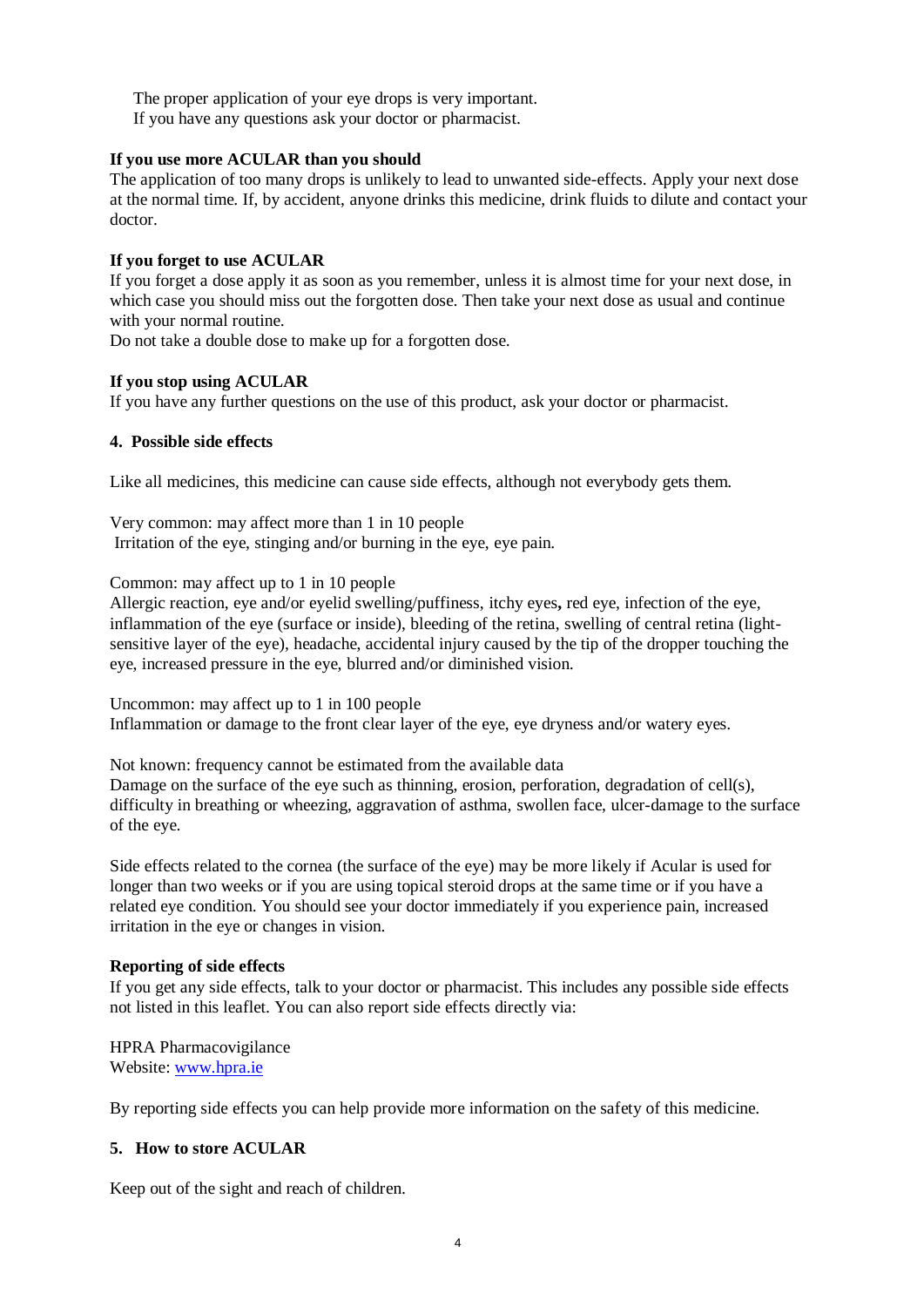The proper application of your eye drops is very important.
If you have any questions ask your doctor or pharmacist.

**If you use more ACULAR than you should**

The application of too many drops is unlikely to lead to unwanted side-effects. Apply your next dose at the normal time. If, by accident, anyone drinks this medicine, drink fluids to dilute and contact your doctor.

**If you forget to use ACULAR**

If you forget a dose apply it as soon as you remember, unless it is almost time for your next dose, in which case you should miss out the forgotten dose. Then take your next dose as usual and continue with your normal routine.

Do not take a double dose to make up for a forgotten dose.

**If you stop using ACULAR**

If you have any further questions on the use of this product, ask your doctor or pharmacist.

## 4. Possible side effects

Like all medicines, this medicine can cause side effects, although not everybody gets them.

Very common: may affect more than 1 in 10 people
Irritation of the eye, stinging and/or burning in the eye, eye pain.

Common: may affect up to 1 in 10 people
Allergic reaction, eye and/or eyelid swelling/puffiness, itchy eyes**,** red eye, infection of the eye, inflammation of the eye (surface or inside), bleeding of the retina, swelling of central retina (light-sensitive layer of the eye), headache, accidental injury caused by the tip of the dropper touching the eye, increased pressure in the eye, blurred and/or diminished vision.

Uncommon: may affect up to 1 in 100 people
Inflammation or damage to the front clear layer of the eye, eye dryness and/or watery eyes.

Not known: frequency cannot be estimated from the available data
Damage on the surface of the eye such as thinning, erosion, perforation, degradation of cell(s), difficulty in breathing or wheezing, aggravation of asthma, swollen face, ulcer-damage to the surface of the eye.

Side effects related to the cornea (the surface of the eye) may be more likely if Acular is used for longer than two weeks or if you are using topical steroid drops at the same time or if you have a related eye condition. You should see your doctor immediately if you experience pain, increased irritation in the eye or changes in vision.

**Reporting of side effects**

If you get any side effects, talk to your doctor or pharmacist. This includes any possible side effects not listed in this leaflet. You can also report side effects directly via:

HPRA Pharmacovigilance
Website: www.hpra.ie

By reporting side effects you can help provide more information on the safety of this medicine.

## 5. How to store ACULAR

Keep out of the sight and reach of children.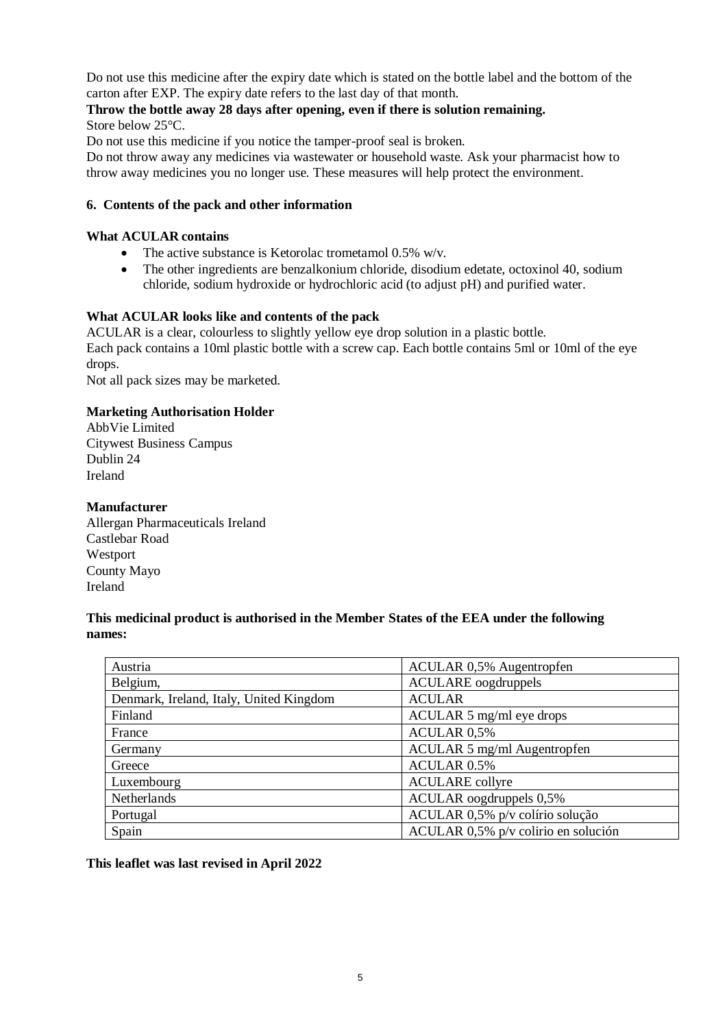Do not use this medicine after the expiry date which is stated on the bottle label and the bottom of the carton after EXP. The expiry date refers to the last day of that month.

**Throw the bottle away 28 days after opening, even if there is solution remaining.**

Store below 25°C.

Do not use this medicine if you notice the tamper-proof seal is broken.

Do not throw away any medicines via wastewater or household waste. Ask your pharmacist how to throw away medicines you no longer use. These measures will help protect the environment.

## 6. Contents of the pack and other information

### What ACULAR contains

- The active substance is Ketorolac trometamol 0.5% w/v.
- The other ingredients are benzalkonium chloride, disodium edetate, octoxinol 40, sodium chloride, sodium hydroxide or hydrochloric acid (to adjust pH) and purified water.

### What ACULAR looks like and contents of the pack

ACULAR is a clear, colourless to slightly yellow eye drop solution in a plastic bottle.

Each pack contains a 10ml plastic bottle with a screw cap. Each bottle contains 5ml or 10ml of the eye drops.

Not all pack sizes may be marketed.

### Marketing Authorisation Holder

AbbVie Limited
Citywest Business Campus
Dublin 24
Ireland

### Manufacturer

Allergan Pharmaceuticals Ireland
Castlebar Road
Westport
County Mayo
Ireland

**This medicinal product is authorised in the Member States of the EEA under the following names:**

| | |
|---|---|
| Austria | ACULAR 0,5% Augentropfen |
| Belgium, | ACULARE oogdruppels |
| Denmark, Ireland, Italy, United Kingdom | ACULAR |
| Finland | ACULAR 5 mg/ml eye drops |
| France | ACULAR 0,5% |
| Germany | ACULAR 5 mg/ml Augentropfen |
| Greece | ACULAR 0.5% |
| Luxembourg | ACULARE collyre |
| Netherlands | ACULAR oogdruppels 0,5% |
| Portugal | ACULAR 0,5% p/v colírio solução |
| Spain | ACULAR 0,5% p/v colirio en solución |

**This leaflet was last revised in April 2022**